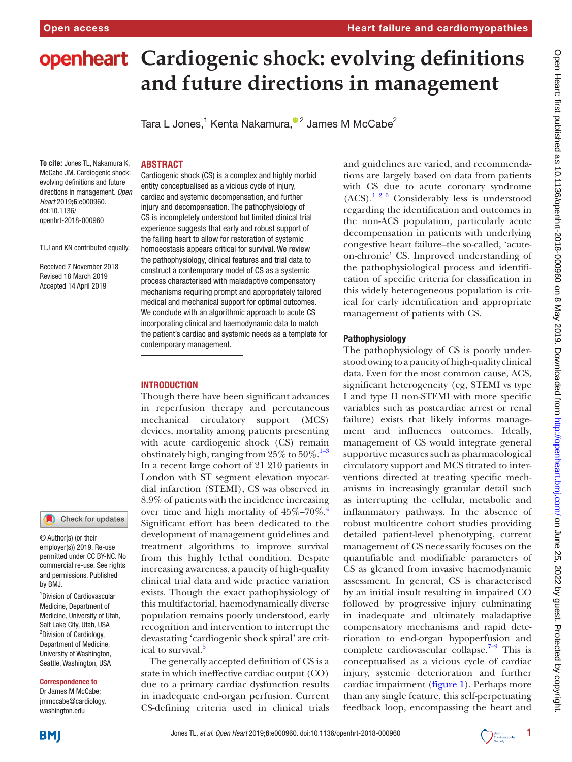Open access | Heart failure and cardiomyopathies

# Cardiogenic shock: evolving definitions and future directions in management

Tara L Jones,[1] Kenta Nakamura,[2] James M McCabe[2]

**To cite:** Jones TL, Nakamura K, McCabe JM. Cardiogenic shock: evolving definitions and future directions in management. *Open Heart* 2019;**6**:e000960. doi:10.1136/openhrt-2018-000960

TLJ and KN contributed equally.

Received 7 November 2018
Revised 18 March 2019
Accepted 14 April 2019

© Author(s) (or their employer(s)) 2019. Re-use permitted under CC BY-NC. No commercial re-use. See rights and permissions. Published by BMJ.

[1]Division of Cardiovascular Medicine, Department of Medicine, University of Utah, Salt Lake City, Utah, USA
[2]Division of Cardiology, Department of Medicine, University of Washington, Seattle, Washington, USA

**Correspondence to**
Dr James M McCabe; jmmccabe@cardiology.washington.edu

## ABSTRACT

Cardiogenic shock (CS) is a complex and highly morbid entity conceptualised as a vicious cycle of injury, cardiac and systemic decompensation, and further injury and decompensation. The pathophysiology of CS is incompletely understood but limited clinical trial experience suggests that early and robust support of the failing heart to allow for restoration of systemic homoeostasis appears critical for survival. We review the pathophysiology, clinical features and trial data to construct a contemporary model of CS as a systemic process characterised with maladaptive compensatory mechanisms requiring prompt and appropriately tailored medical and mechanical support for optimal outcomes. We conclude with an algorithmic approach to acute CS incorporating clinical and haemodynamic data to match the patient's cardiac and systemic needs as a template for contemporary management.

## INTRODUCTION

Though there have been significant advances in reperfusion therapy and percutaneous mechanical circulatory support (MCS) devices, mortality among patients presenting with acute cardiogenic shock (CS) remain obstinately high, ranging from 25% to 50%.[1–3] In a recent large cohort of 21 210 patients in London with ST segment elevation myocardial infarction (STEMI), CS was observed in 8.9% of patients with the incidence increasing over time and high mortality of 45%–70%.[4] Significant effort has been dedicated to the development of management guidelines and treatment algorithms to improve survival from this highly lethal condition. Despite increasing awareness, a paucity of high-quality clinical trial data and wide practice variation exists. Though the exact pathophysiology of this multifactorial, haemodynamically diverse population remains poorly understood, early recognition and intervention to interrupt the devastating 'cardiogenic shock spiral' are critical to survival.[5]

The generally accepted definition of CS is a state in which ineffective cardiac output (CO) due to a primary cardiac dysfunction results in inadequate end-organ perfusion. Current CS-defining criteria used in clinical trials and guidelines are varied, and recommendations are largely based on data from patients with CS due to acute coronary syndrome (ACS).[1,2,6] Considerably less is understood regarding the identification and outcomes in the non-ACS population, particularly acute decompensation in patients with underlying congestive heart failure–the so-called, 'acute-on-chronic' CS. Improved understanding of the pathophysiological process and identification of specific criteria for classification in this widely heterogeneous population is critical for early identification and appropriate management of patients with CS.

### Pathophysiology

The pathophysiology of CS is poorly understood owing to a paucity of high-quality clinical data. Even for the most common cause, ACS, significant heterogeneity (eg, STEMI vs type I and type II non-STEMI with more specific variables such as postcardiac arrest or renal failure) exists that likely informs management and influences outcomes. Ideally, management of CS would integrate general supportive measures such as pharmacological circulatory support and MCS titrated to interventions directed at treating specific mechanisms in increasingly granular detail such as interrupting the cellular, metabolic and inflammatory pathways. In the absence of robust multicentre cohort studies providing detailed patient-level phenotyping, current management of CS necessarily focuses on the quantifiable and modifiable parameters of CS as gleaned from invasive haemodynamic assessment. In general, CS is characterised by an initial insult resulting in impaired CO followed by progressive injury culminating in inadequate and ultimately maladaptive compensatory mechanisms and rapid deterioration to end-organ hypoperfusion and complete cardiovascular collapse.[7–9] This is conceptualised as a vicious cycle of cardiac injury, systemic deterioration and further cardiac impairment (figure 1). Perhaps more than any single feature, this self-perpetuating feedback loop, encompassing the heart and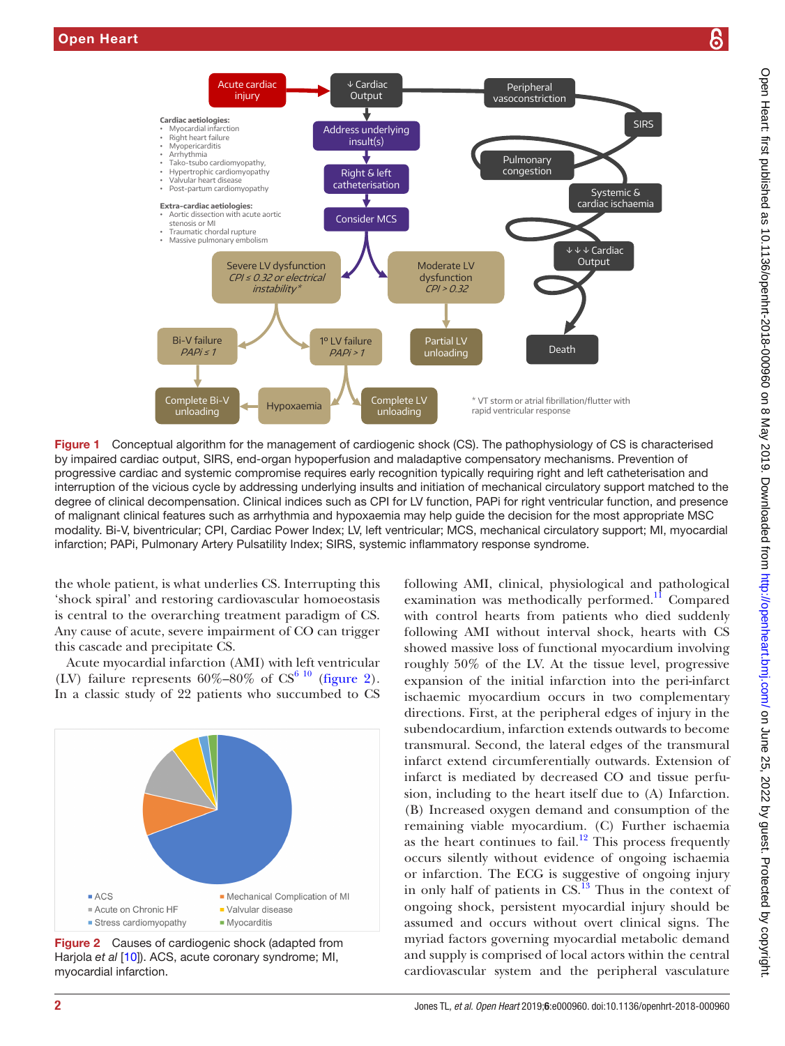Figure 1 Conceptual algorithm for the management of cardiogenic shock (CS). The pathophysiology of CS is characterised by impaired cardiac output, SIRS, end-organ hypoperfusion and maladaptive compensatory mechanisms. Prevention of progressive cardiac and systemic compromise requires early recognition typically requiring right and left catheterisation and interruption of the vicious cycle by addressing underlying insults and initiation of mechanical circulatory support matched to the degree of clinical decompensation. Clinical indices such as CPI for LV function, PAPi for right ventricular function, and presence of malignant clinical features such as arrhythmia and hypoxaemia may help guide the decision for the most appropriate MSC modality. Bi-V, biventricular; CPI, Cardiac Power Index; LV, left ventricular; MCS, mechanical circulatory support; MI, myocardial infarction; PAPi, Pulmonary Artery Pulsatility Index; SIRS, systemic inflammatory response syndrome.

the whole patient, is what underlies CS. Interrupting this 'shock spiral' and restoring cardiovascular homoeostasis is central to the overarching treatment paradigm of CS. Any cause of acute, severe impairment of CO can trigger this cascade and precipitate CS.

Acute myocardial infarction (AMI) with left ventricular (LV) failure represents 60%–80% of CS[6 10] (figure 2). In a classic study of 22 patients who succumbed to CS following AMI, clinical, physiological and pathological examination was methodically performed.[11] Compared with control hearts from patients who died suddenly following AMI without interval shock, hearts with CS showed massive loss of functional myocardium involving roughly 50% of the LV. At the tissue level, progressive expansion of the initial infarction into the peri-infarct ischaemic myocardium occurs in two complementary directions. First, at the peripheral edges of injury in the subendocardium, infarction extends outwards to become transmural. Second, the lateral edges of the transmural infarct extend circumferentially outwards. Extension of infarct is mediated by decreased CO and tissue perfusion, including to the heart itself due to (A) Infarction. (B) Increased oxygen demand and consumption of the remaining viable myocardium. (C) Further ischaemia as the heart continues to fail.[12] This process frequently occurs silently without evidence of ongoing ischaemia or infarction. The ECG is suggestive of ongoing injury in only half of patients in CS.[13] Thus in the context of ongoing shock, persistent myocardial injury should be assumed and occurs without overt clinical signs. The myriad factors governing myocardial metabolic demand and supply is comprised of local actors within the central cardiovascular system and the peripheral vasculature

Figure 2 Causes of cardiogenic shock (adapted from Harjola *et al* [10]). ACS, acute coronary syndrome; MI, myocardial infarction.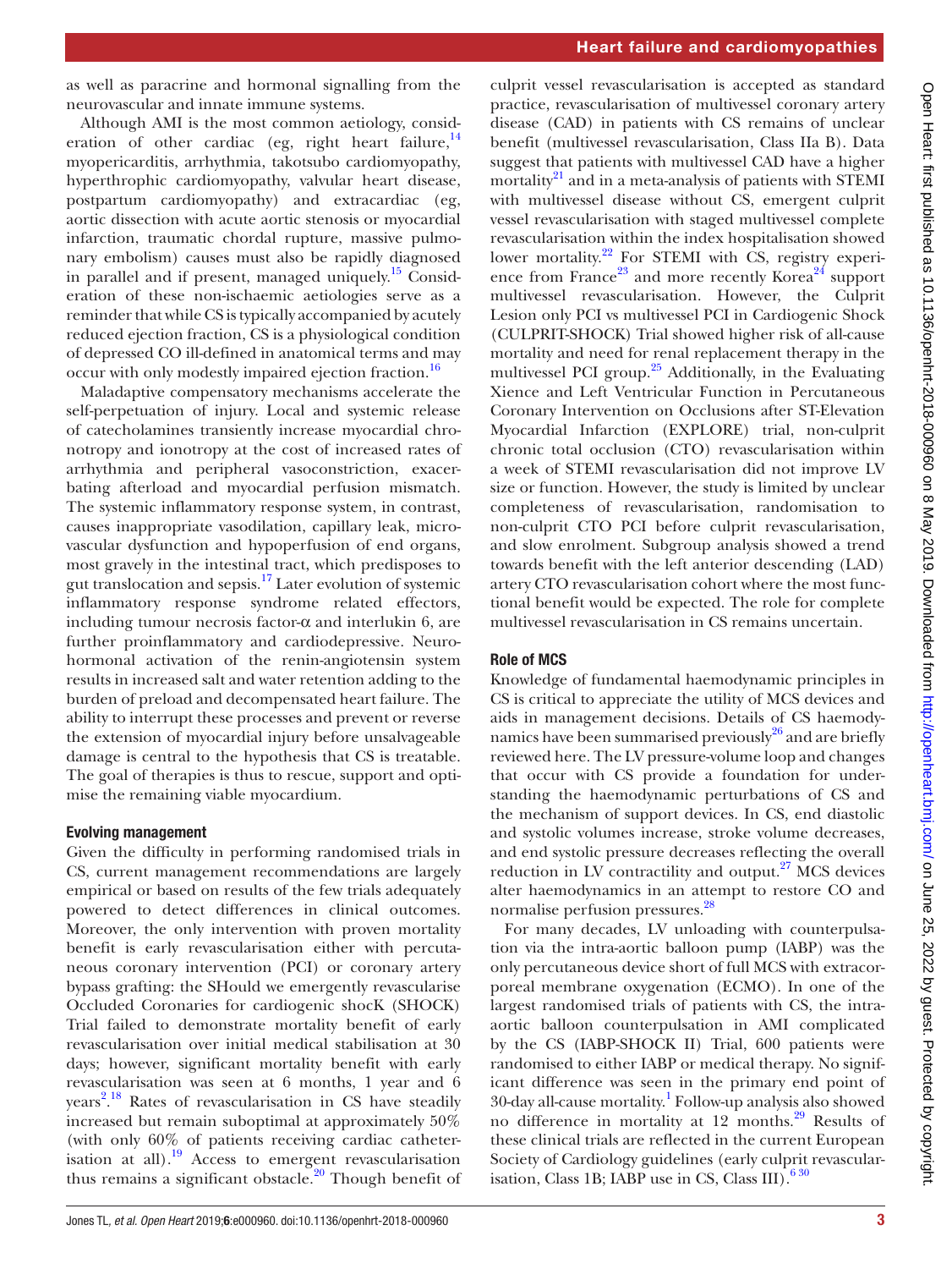as well as paracrine and hormonal signalling from the neurovascular and innate immune systems.

Although AMI is the most common aetiology, consideration of other cardiac (eg, right heart failure,[14] myopericarditis, arrhythmia, takotsubo cardiomyopathy, hyperthrophic cardiomyopathy, valvular heart disease, postpartum cardiomyopathy) and extracardiac (eg, aortic dissection with acute aortic stenosis or myocardial infarction, traumatic chordal rupture, massive pulmonary embolism) causes must also be rapidly diagnosed in parallel and if present, managed uniquely.[15] Consideration of these non-ischaemic aetiologies serve as a reminder that while CS is typically accompanied by acutely reduced ejection fraction, CS is a physiological condition of depressed CO ill-defined in anatomical terms and may occur with only modestly impaired ejection fraction.[16]

Maladaptive compensatory mechanisms accelerate the self-perpetuation of injury. Local and systemic release of catecholamines transiently increase myocardial chronotropy and ionotropy at the cost of increased rates of arrhythmia and peripheral vasoconstriction, exacerbating afterload and myocardial perfusion mismatch. The systemic inflammatory response system, in contrast, causes inappropriate vasodilation, capillary leak, microvascular dysfunction and hypoperfusion of end organs, most gravely in the intestinal tract, which predisposes to gut translocation and sepsis.[17] Later evolution of systemic inflammatory response syndrome related effectors, including tumour necrosis factor-α and interlukin 6, are further proinflammatory and cardiodepressive. Neurohormonal activation of the renin-angiotensin system results in increased salt and water retention adding to the burden of preload and decompensated heart failure. The ability to interrupt these processes and prevent or reverse the extension of myocardial injury before unsalvageable damage is central to the hypothesis that CS is treatable. The goal of therapies is thus to rescue, support and optimise the remaining viable myocardium.

## Evolving management

Given the difficulty in performing randomised trials in CS, current management recommendations are largely empirical or based on results of the few trials adequately powered to detect differences in clinical outcomes. Moreover, the only intervention with proven mortality benefit is early revascularisation either with percutaneous coronary intervention (PCI) or coronary artery bypass grafting: the SHould we emergently revascularise Occluded Coronaries for cardiogenic shocK (SHOCK) Trial failed to demonstrate mortality benefit of early revascularisation over initial medical stabilisation at 30 days; however, significant mortality benefit with early revascularisation was seen at 6 months, 1 year and 6 years[2,18] Rates of revascularisation in CS have steadily increased but remain suboptimal at approximately 50% (with only 60% of patients receiving cardiac catheterisation at all).[19] Access to emergent revascularisation thus remains a significant obstacle.[20] Though benefit of culprit vessel revascularisation is accepted as standard practice, revascularisation of multivessel coronary artery disease (CAD) in patients with CS remains of unclear benefit (multivessel revascularisation, Class IIa B). Data suggest that patients with multivessel CAD have a higher mortality[21] and in a meta-analysis of patients with STEMI with multivessel disease without CS, emergent culprit vessel revascularisation with staged multivessel complete revascularisation within the index hospitalisation showed lower mortality.[22] For STEMI with CS, registry experience from France[23] and more recently Korea[24] support multivessel revascularisation. However, the Culprit Lesion only PCI vs multivessel PCI in Cardiogenic Shock (CULPRIT-SHOCK) Trial showed higher risk of all-cause mortality and need for renal replacement therapy in the multivessel PCI group.[25] Additionally, in the Evaluating Xience and Left Ventricular Function in Percutaneous Coronary Intervention on Occlusions after ST-Elevation Myocardial Infarction (EXPLORE) trial, non-culprit chronic total occlusion (CTO) revascularisation within a week of STEMI revascularisation did not improve LV size or function. However, the study is limited by unclear completeness of revascularisation, randomisation to non-culprit CTO PCI before culprit revascularisation, and slow enrolment. Subgroup analysis showed a trend towards benefit with the left anterior descending (LAD) artery CTO revascularisation cohort where the most functional benefit would be expected. The role for complete multivessel revascularisation in CS remains uncertain.

## Role of MCS

Knowledge of fundamental haemodynamic principles in CS is critical to appreciate the utility of MCS devices and aids in management decisions. Details of CS haemodynamics have been summarised previously[26] and are briefly reviewed here. The LV pressure-volume loop and changes that occur with CS provide a foundation for understanding the haemodynamic perturbations of CS and the mechanism of support devices. In CS, end diastolic and systolic volumes increase, stroke volume decreases, and end systolic pressure decreases reflecting the overall reduction in LV contractility and output.[27] MCS devices alter haemodynamics in an attempt to restore CO and normalise perfusion pressures.[28]

For many decades, LV unloading with counterpulsation via the intra-aortic balloon pump (IABP) was the only percutaneous device short of full MCS with extracorporeal membrane oxygenation (ECMO). In one of the largest randomised trials of patients with CS, the intra-aortic balloon counterpulsation in AMI complicated by the CS (IABP-SHOCK II) Trial, 600 patients were randomised to either IABP or medical therapy. No significant difference was seen in the primary end point of 30-day all-cause mortality.[1] Follow-up analysis also showed no difference in mortality at 12 months.[29] Results of these clinical trials are reflected in the current European Society of Cardiology guidelines (early culprit revascularisation, Class 1B; IABP use in CS, Class III).[6,30]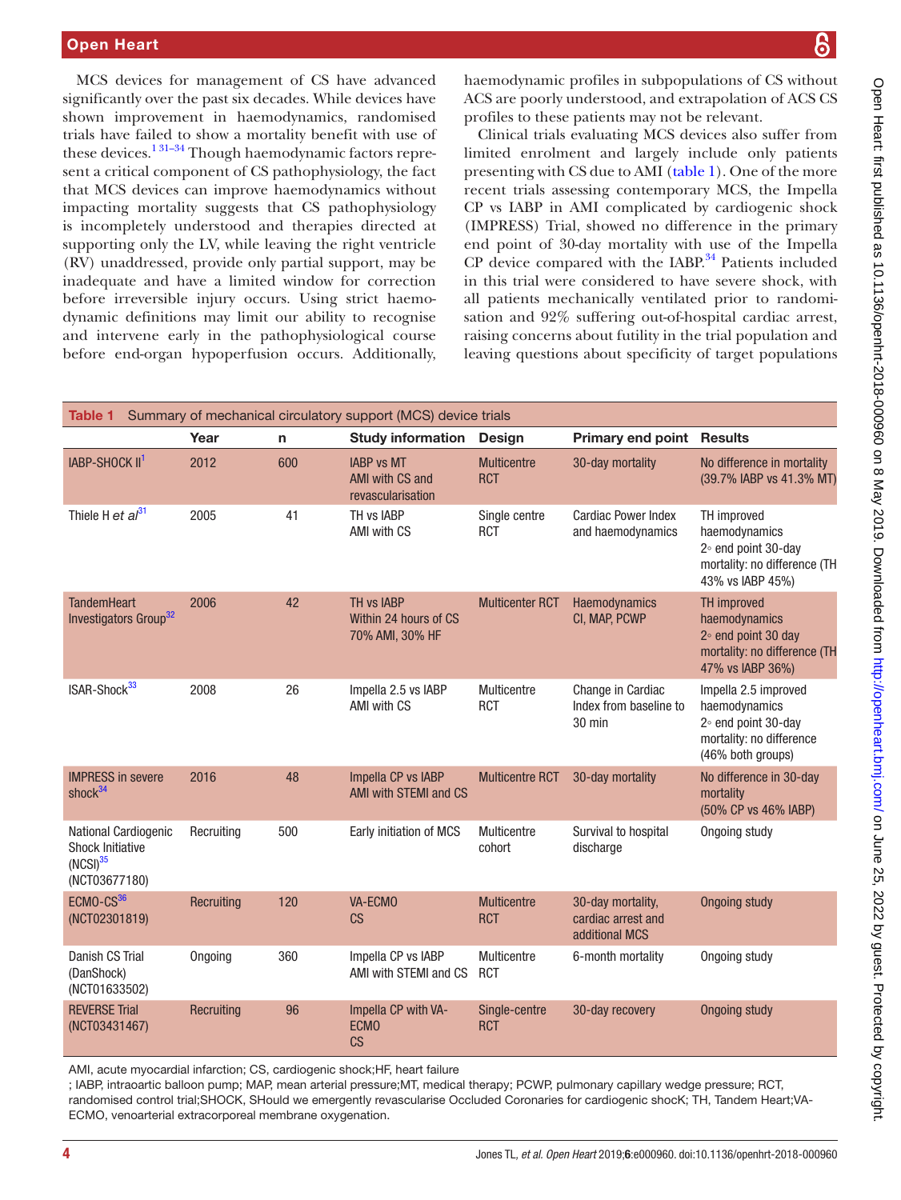MCS devices for management of CS have advanced significantly over the past six decades. While devices have shown improvement in haemodynamics, randomised trials have failed to show a mortality benefit with use of these devices.[1 31–34] Though haemodynamic factors represent a critical component of CS pathophysiology, the fact that MCS devices can improve haemodynamics without impacting mortality suggests that CS pathophysiology is incompletely understood and therapies directed at supporting only the LV, while leaving the right ventricle (RV) unaddressed, provide only partial support, may be inadequate and have a limited window for correction before irreversible injury occurs. Using strict haemodynamic definitions may limit our ability to recognise and intervene early in the pathophysiological course before end-organ hypoperfusion occurs. Additionally, haemodynamic profiles in subpopulations of CS without ACS are poorly understood, and extrapolation of ACS CS profiles to these patients may not be relevant.

Clinical trials evaluating MCS devices also suffer from limited enrolment and largely include only patients presenting with CS due to AMI (table 1). One of the more recent trials assessing contemporary MCS, the Impella CP vs IABP in AMI complicated by cardiogenic shock (IMPRESS) Trial, showed no difference in the primary end point of 30-day mortality with use of the Impella CP device compared with the IABP.[34] Patients included in this trial were considered to have severe shock, with all patients mechanically ventilated prior to randomisation and 92% suffering out-of-hospital cardiac arrest, raising concerns about futility in the trial population and leaving questions about specificity of target populations

**Table 1** Summary of mechanical circulatory support (MCS) device trials

| | Year | n | Study information | Design | Primary end point | Results |
|---|---|---|---|---|---|---|
| IABP-SHOCK II[1] | 2012 | 600 | IABP vs MT AMI with CS and revascularisation | Multicentre RCT | 30-day mortality | No difference in mortality (39.7% IABP vs 41.3% MT) |
| Thiele H *et al*[31] | 2005 | 41 | TH vs IABP AMI with CS | Single centre RCT | Cardiac Power Index and haemodynamics | TH improved haemodynamics 2◦ end point 30-day mortality: no difference (TH 43% vs IABP 45%) |
| TandemHeart Investigators Group[32] | 2006 | 42 | TH vs IABP Within 24 hours of CS 70% AMI, 30% HF | Multicenter RCT | Haemodynamics CI, MAP, PCWP | TH improved haemodynamics 2◦ end point 30 day mortality: no difference (TH 47% vs IABP 36%) |
| ISAR-Shock[33] | 2008 | 26 | Impella 2.5 vs IABP AMI with CS | Multicentre RCT | Change in Cardiac Index from baseline to 30 min | Impella 2.5 improved haemodynamics 2◦ end point 30-day mortality: no difference (46% both groups) |
| IMPRESS in severe shock[34] | 2016 | 48 | Impella CP vs IABP AMI with STEMI and CS | Multicentre RCT | 30-day mortality | No difference in 30-day mortality (50% CP vs 46% IABP) |
| National Cardiogenic Shock Initiative (NCSI)[35] (NCT03677180) | Recruiting | 500 | Early initiation of MCS | Multicentre cohort | Survival to hospital discharge | Ongoing study |
| ECMO-CS[36] (NCT02301819) | Recruiting | 120 | VA-ECMO CS | Multicentre RCT | 30-day mortality, cardiac arrest and additional MCS | Ongoing study |
| Danish CS Trial (DanShock) (NCT01633502) | Ongoing | 360 | Impella CP vs IABP AMI with STEMI and CS | Multicentre RCT | 6-month mortality | Ongoing study |
| REVERSE Trial (NCT03431467) | Recruiting | 96 | Impella CP with VA-ECMO CS | Single-centre RCT | 30-day recovery | Ongoing study |

AMI, acute myocardial infarction; CS, cardiogenic shock;HF, heart failure
; IABP, intraaortic balloon pump; MAP, mean arterial pressure;MT, medical therapy; PCWP, pulmonary capillary wedge pressure; RCT, randomised control trial;SHOCK, SHould we emergently revascularise Occluded Coronaries for cardiogenic shocK; TH, Tandem Heart;VA-ECMO, venoarterial extracorporeal membrane oxygenation.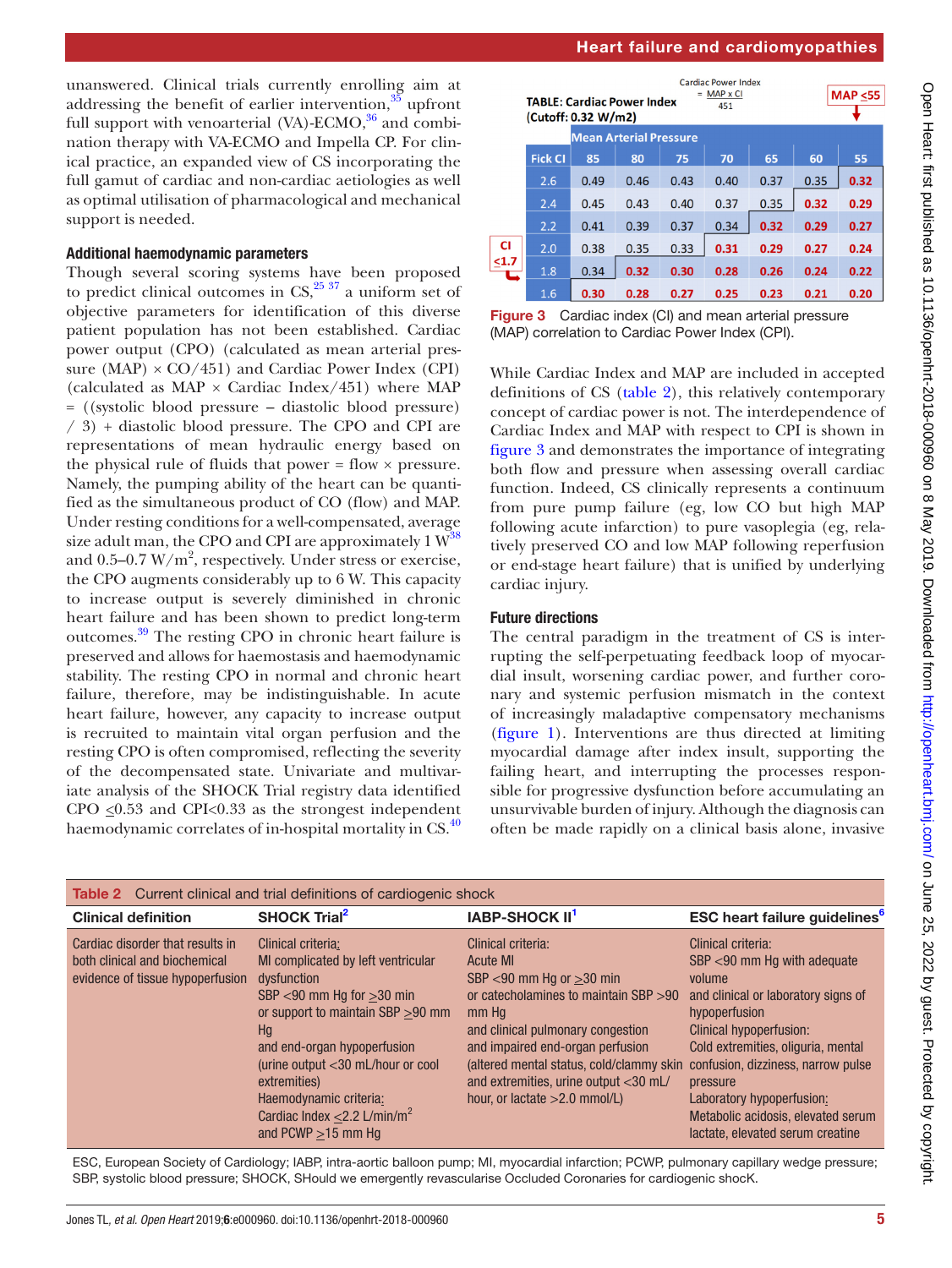unanswered. Clinical trials currently enrolling aim at addressing the benefit of earlier intervention,[35] upfront full support with venoarterial (VA)-ECMO,[36] and combination therapy with VA-ECMO and Impella CP. For clinical practice, an expanded view of CS incorporating the full gamut of cardiac and non-cardiac aetiologies as well as optimal utilisation of pharmacological and mechanical support is needed.

### Additional haemodynamic parameters

Though several scoring systems have been proposed to predict clinical outcomes in CS,[25 37] a uniform set of objective parameters for identification of this diverse patient population has not been established. Cardiac power output (CPO) (calculated as mean arterial pressure (MAP) × CO/451) and Cardiac Power Index (CPI) (calculated as MAP × Cardiac Index/451) where MAP = ((systolic blood pressure – diastolic blood pressure) / 3) + diastolic blood pressure. The CPO and CPI are representations of mean hydraulic energy based on the physical rule of fluids that power = flow × pressure. Namely, the pumping ability of the heart can be quantified as the simultaneous product of CO (flow) and MAP. Under resting conditions for a well-compensated, average size adult man, the CPO and CPI are approximately 1 W[38] and 0.5–0.7 W/m$^2$, respectively. Under stress or exercise, the CPO augments considerably up to 6 W. This capacity to increase output is severely diminished in chronic heart failure and has been shown to predict long-term outcomes.[39] The resting CPO in chronic heart failure is preserved and allows for haemostasis and haemodynamic stability. The resting CPO in normal and chronic heart failure, therefore, may be indistinguishable. In acute heart failure, however, any capacity to increase output is recruited to maintain vital organ perfusion and the resting CPO is often compromised, reflecting the severity of the decompensated state. Univariate and multivariate analysis of the SHOCK Trial registry data identified CPO ≤0.53 and CPI<0.33 as the strongest independent haemodynamic correlates of in-hospital mortality in CS.[40]

**TABLE: Cardiac Power Index (Cutoff: 0.32 W/m2)**

Cardiac Power Index = MAP x CI / 451

| Fick CI | MAP 85 | 80 | 75 | 70 | 65 | 60 | 55 |
|---|---|---|---|---|---|---|---|
| 2.6 | 0.49 | 0.46 | 0.43 | 0.40 | 0.37 | 0.35 | **0.32** |
| 2.4 | 0.45 | 0.43 | 0.40 | 0.37 | 0.35 | **0.32** | **0.29** |
| 2.2 | 0.41 | 0.39 | 0.37 | 0.34 | **0.32** | **0.29** | **0.27** |
| 2.0 | 0.38 | 0.35 | 0.33 | **0.31** | **0.29** | **0.27** | **0.24** |
| 1.8 | 0.34 | **0.32** | **0.30** | **0.28** | **0.26** | **0.24** | **0.22** |
| 1.6 | **0.30** | **0.28** | **0.27** | **0.25** | **0.23** | **0.21** | **0.20** |

MAP ≤55; CI ≤1.7

Figure 3 Cardiac index (CI) and mean arterial pressure (MAP) correlation to Cardiac Power Index (CPI).

While Cardiac Index and MAP are included in accepted definitions of CS (table 2), this relatively contemporary concept of cardiac power is not. The interdependence of Cardiac Index and MAP with respect to CPI is shown in figure 3 and demonstrates the importance of integrating both flow and pressure when assessing overall cardiac function. Indeed, CS clinically represents a continuum from pure pump failure (eg, low CO but high MAP following acute infarction) to pure vasoplegia (eg, relatively preserved CO and low MAP following reperfusion or end-stage heart failure) that is unified by underlying cardiac injury.

### Future directions

The central paradigm in the treatment of CS is interrupting the self-perpetuating feedback loop of myocardial insult, worsening cardiac power, and further coronary and systemic perfusion mismatch in the context of increasingly maladaptive compensatory mechanisms (figure 1). Interventions are thus directed at limiting myocardial damage after index insult, supporting the failing heart, and interrupting the processes responsible for progressive dysfunction before accumulating an unsurvivable burden of injury. Although the diagnosis can often be made rapidly on a clinical basis alone, invasive

**Table 2** Current clinical and trial definitions of cardiogenic shock

| Clinical definition | SHOCK Trial[2] | IABP-SHOCK II[1] | ESC heart failure guidelines[6] |
|---|---|---|---|
| Cardiac disorder that results in both clinical and biochemical evidence of tissue hypoperfusion | Clinical criteria: MI complicated by left ventricular dysfunction SBP <90 mm Hg for ≥30 min or support to maintain SBP ≥90 mm Hg and end-organ hypoperfusion (urine output <30 mL/hour or cool extremities) Haemodynamic criteria: Cardiac Index ≤2.2 L/min/m$^2$ and PCWP ≥15 mm Hg | Clinical criteria: Acute MI SBP <90 mm Hg or ≥30 min or catecholamines to maintain SBP >90 mm Hg and clinical pulmonary congestion and impaired end-organ perfusion (altered mental status, cold/clammy skin and extremities, urine output <30 mL/hour, or lactate >2.0 mmol/L) | Clinical criteria: SBP <90 mm Hg with adequate volume and clinical or laboratory signs of hypoperfusion Clinical hypoperfusion: Cold extremities, oliguria, mental confusion, dizziness, narrow pulse pressure Laboratory hypoperfusion: Metabolic acidosis, elevated serum lactate, elevated serum creatine |

ESC, European Society of Cardiology; IABP, intra-aortic balloon pump; MI, myocardial infarction; PCWP, pulmonary capillary wedge pressure; SBP, systolic blood pressure; SHOCK, SHould we emergently revascularise Occluded Coronaries for cardiogenic shocK.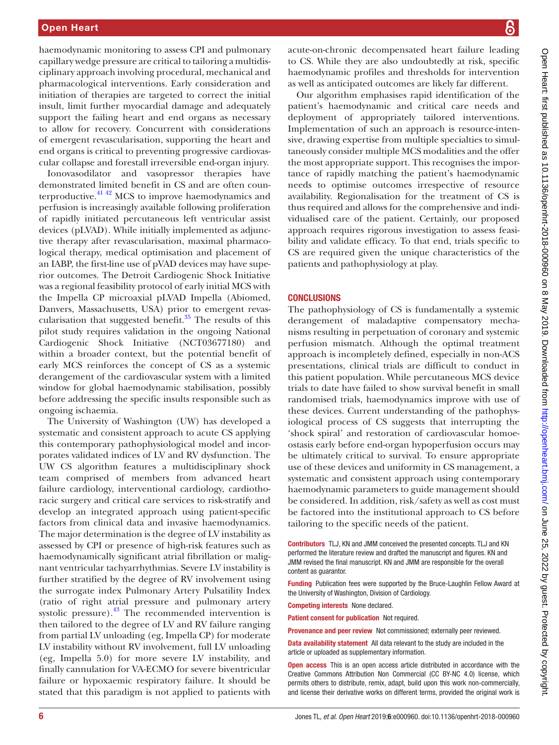haemodynamic monitoring to assess CPI and pulmonary capillary wedge pressure are critical to tailoring a multidisciplinary approach involving procedural, mechanical and pharmacological interventions. Early consideration and initiation of therapies are targeted to correct the initial insult, limit further myocardial damage and adequately support the failing heart and end organs as necessary to allow for recovery. Concurrent with considerations of emergent revascularisation, supporting the heart and end organs is critical to preventing progressive cardiovascular collapse and forestall irreversible end-organ injury.

Ionovasodilator and vasopressor therapies have demonstrated limited benefit in CS and are often counterproductive.[41 42] MCS to improve haemodynamics and perfusion is increasingly available following proliferation of rapidly initiated percutaneous left ventricular assist devices (pLVAD). While initially implemented as adjunctive therapy after revascularisation, maximal pharmacological therapy, medical optimisation and placement of an IABP, the first-line use of pVAD devices may have superior outcomes. The Detroit Cardiogenic Shock Initiative was a regional feasibility protocol of early initial MCS with the Impella CP microaxial pLVAD Impella (Abiomed, Danvers, Massachusetts, USA) prior to emergent revascularisation that suggested benefit.[35] The results of this pilot study requires validation in the ongoing National Cardiogenic Shock Initiative (NCT03677180) and within a broader context, but the potential benefit of early MCS reinforces the concept of CS as a systemic derangement of the cardiovascular system with a limited window for global haemodynamic stabilisation, possibly before addressing the specific insults responsible such as ongoing ischaemia.

The University of Washington (UW) has developed a systematic and consistent approach to acute CS applying this contemporary pathophysiological model and incorporates validated indices of LV and RV dysfunction. The UW CS algorithm features a multidisciplinary shock team comprised of members from advanced heart failure cardiology, interventional cardiology, cardiothoracic surgery and critical care services to risk-stratify and develop an integrated approach using patient-specific factors from clinical data and invasive haemodynamics. The major determination is the degree of LV instability as assessed by CPI or presence of high-risk features such as haemodynamically significant atrial fibrillation or malignant ventricular tachyarrhythmias. Severe LV instability is further stratified by the degree of RV involvement using the surrogate index Pulmonary Artery Pulsatility Index (ratio of right atrial pressure and pulmonary artery systolic pressure).[43] The recommended intervention is then tailored to the degree of LV and RV failure ranging from partial LV unloading (eg, Impella CP) for moderate LV instability without RV involvement, full LV unloading (eg, Impella 5.0) for more severe LV instability, and finally cannulation for VA-ECMO for severe biventricular failure or hypoxaemic respiratory failure. It should be stated that this paradigm is not applied to patients with acute-on-chronic decompensated heart failure leading to CS. While they are also undoubtedly at risk, specific haemodynamic profiles and thresholds for intervention as well as anticipated outcomes are likely far different.

Our algorithm emphasises rapid identification of the patient's haemodynamic and critical care needs and deployment of appropriately tailored interventions. Implementation of such an approach is resource-intensive, drawing expertise from multiple specialties to simultaneously consider multiple MCS modalities and the offer the most appropriate support. This recognises the importance of rapidly matching the patient's haemodynamic needs to optimise outcomes irrespective of resource availability. Regionalisation for the treatment of CS is thus required and allows for the comprehensive and individualised care of the patient. Certainly, our proposed approach requires rigorous investigation to assess feasibility and validate efficacy. To that end, trials specific to CS are required given the unique characteristics of the patients and pathophysiology at play.

## CONCLUSIONS

The pathophysiology of CS is fundamentally a systemic derangement of maladaptive compensatory mechanisms resulting in perpetuation of coronary and systemic perfusion mismatch. Although the optimal treatment approach is incompletely defined, especially in non-ACS presentations, clinical trials are difficult to conduct in this patient population. While percutaneous MCS device trials to date have failed to show survival benefit in small randomised trials, haemodynamics improve with use of these devices. Current understanding of the pathophysiological process of CS suggests that interrupting the 'shock spiral' and restoration of cardiovascular homoeostasis early before end-organ hypoperfusion occurs may be ultimately critical to survival. To ensure appropriate use of these devices and uniformity in CS management, a systematic and consistent approach using contemporary haemodynamic parameters to guide management should be considered. In addition, risk/safety as well as cost must be factored into the institutional approach to CS before tailoring to the specific needs of the patient.

**Contributors** TLJ, KN and JMM conceived the presented concepts. TLJ and KN performed the literature review and drafted the manuscript and figures. KN and JMM revised the final manuscript. KN and JMM are responsible for the overall content as guarantor.

**Funding** Publication fees were supported by the Bruce-Laughlin Fellow Award at the University of Washington, Division of Cardiology.

**Competing interests** None declared.

**Patient consent for publication** Not required.

**Provenance and peer review** Not commissioned; externally peer reviewed.

**Data availability statement** All data relevant to the study are included in the article or uploaded as supplementary information.

**Open access** This is an open access article distributed in accordance with the Creative Commons Attribution Non Commercial (CC BY-NC 4.0) license, which permits others to distribute, remix, adapt, build upon this work non-commercially, and license their derivative works on different terms, provided the original work is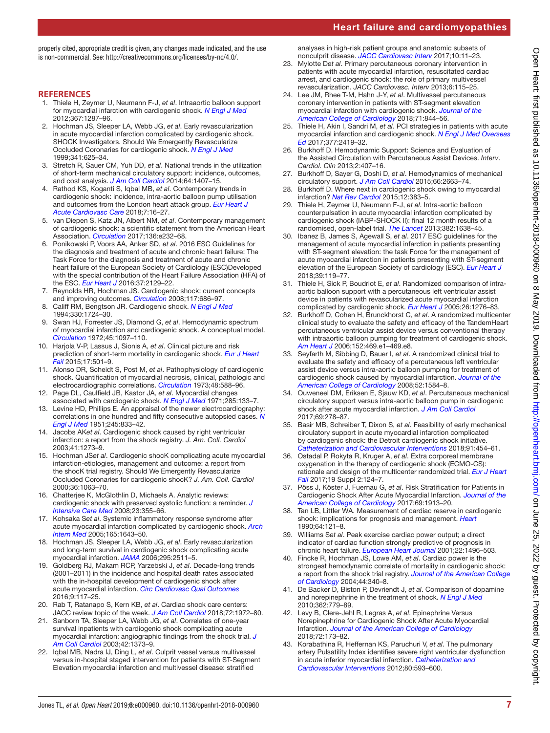properly cited, appropriate credit is given, any changes made indicated, and the use is non-commercial. See: http://creativecommons.org/licenses/by-nc/4.0/.

## REFERENCES

1. Thiele H, Zeymer U, Neumann F-J, *et al*. Intraaortic balloon support for myocardial infarction with cardiogenic shock. *N Engl J Med* 2012;367:1287–96.
2. Hochman JS, Sleeper LA, Webb JG, *et al*. Early revascularization in acute myocardial infarction complicated by cardiogenic shock. SHOCK Investigators. Should We Emergently Revascularize Occluded Coronaries for cardiogenic shock. *N Engl J Med* 1999;341:625–34.
3. Stretch R, Sauer CM, Yuh DD, *et al*. National trends in the utilization of short-term mechanical circulatory support: incidence, outcomes, and cost analysis. *J Am Coll Cardiol* 2014;64:1407–15.
4. Rathod KS, Koganti S, Iqbal MB, *et al*. Contemporary trends in cardiogenic shock: incidence, intra-aortic balloon pump utilisation and outcomes from the London heart attack group. *Eur Heart J Acute Cardiovasc Care* 2018;7:16–27.
5. van Diepen S, Katz JN, Albert NM, *et al*. Contemporary management of cardiogenic shock: a scientific statement from the American Heart Association. *Circulation* 2017;136:e232–68.
6. Ponikowski P, Voors AA, Anker SD, *et al*. 2016 ESC Guidelines for the diagnosis and treatment of acute and chronic heart failure: The Task Force for the diagnosis and treatment of acute and chronic heart failure of the European Society of Cardiology (ESC)Developed with the special contribution of the Heart Failure Association (HFA) of the ESC. *Eur Heart J* 2016;37:2129–22.
7. Reynolds HR, Hochman JS. Cardiogenic shock: current concepts and improving outcomes. *Circulation* 2008;117:686–97.
8. Califf RM, Bengtson JR. Cardiogenic shock. *N Engl J Med* 1994;330:1724–30.
9. Swan HJ, Forrester JS, Diamond G, *et al*. Hemodynamic spectrum of myocardial infarction and cardiogenic shock. A conceptual model. *Circulation* 1972;45:1097–110.
10. Harjola V-P, Lassus J, Sionis A, *et al*. Clinical picture and risk prediction of short-term mortality in cardiogenic shock. *Eur J Heart Fail* 2015;17:501–9.
11. Alonso DR, Scheidt S, Post M, *et al*. Pathophysiology of cardiogenic shock. Quantification of myocardial necrosis, clinical, pathologic and electrocardiographic correlations. *Circulation* 1973;48:588–96.
12. Page DL, Caulfield JB, Kastor JA, *et al*. Myocardial changes associated with cardiogenic shock. *N Engl J Med* 1971;285:133–7.
13. Levine HD, Phillips E. An appraisal of the newer electrocardiography: correlations in one hundred and fifty consecutive autopsied cases. *N Engl J Med* 1951;245:833–42.
14. Jacobs AK*et al*. Cardiogenic shock caused by right ventricular infarction: a report from the shock registry. *J. Am. Coll. Cardiol* 2003;41:1273–9.
15. Hochman JS*et al*. Cardiogenic shocK complicating acute myocardial infarction-etiologies, management and outcome: a report from the shocK trial registry. Should We Emergently Revascularize Occluded Coronaries for cardiogenic shocK? *J. Am. Coll. Cardiol* 2000;36:1063–70.
16. Chatterjee K, McGlothlin D, Michaels A. Analytic reviews: cardiogenic shock with preserved systolic function: a reminder. *J Intensive Care Med* 2008;23:355–66.
17. Kohsaka S*et al*. Systemic inflammatory response syndrome after acute myocardial infarction complicated by cardiogenic shock. *Arch Intern Med* 2005;165:1643–50.
18. Hochman JS, Sleeper LA, Webb JG, *et al*. Early revascularization and long-term survival in cardiogenic shock complicating acute myocardial infarction. *JAMA* 2006;295:2511–5.
19. Goldberg RJ, Makam RCP, Yarzebski J, *et al*. Decade-long trends (2001–2011) in the incidence and hospital death rates associated with the in-hospital development of cardiogenic shock after acute myocardial infarction. *Circ Cardiovasc Qual Outcomes* 2016;9:117–25.
20. Rab T, Ratanapo S, Kern KB, *et al*. Cardiac shock care centers: JACC review topic of the week. *J Am Coll Cardiol* 2018;72:1972–80.
21. Sanborn TA, Sleeper LA, Webb JG, *et al*. Correlates of one-year survival inpatients with cardiogenic shock complicating acute myocardial infarction: angiographic findings from the shock trial. *J Am Coll Cardiol* 2003;42:1373–9.
22. Iqbal MB, Nadra IJ, Ding L, *et al*. Culprit vessel versus multivessel versus in-hospital staged intervention for patients with ST-Segment Elevation myocardial infarction and multivessel disease: stratified analyses in high-risk patient groups and anatomic subsets of nonculprit disease. *JACC Cardiovasc Interv* 2017;10:11–23.
23. Mylotte D*et al*. Primary percutaneous coronary intervention in patients with acute myocardial infarction, resuscitated cardiac arrest, and cardiogenic shock: the role of primary multivessel revascularization. *JACC Cardiovasc. Interv* 2013;6:115–25.
24. Lee JM, Rhee T-M, Hahn J-Y, *et al*. Multivessel percutaneous coronary intervention in patients with ST-segment elevation myocardial infarction with cardiogenic shock. *Journal of the American College of Cardiology* 2018;71:844–56.
25. Thiele H, Akin I, Sandri M, *et al*. PCI strategies in patients with acute myocardial infarction and cardiogenic shock. *N Engl J Med Overseas Ed* 2017;377:2419–32.
26. Burkhoff D. Hemodynamic Support: Science and Evaluation of the Assisted Circulation with Percutaneous Assist Devices. *Interv. Cardiol. Clin* 2013;2:407–16.
27. Burkhoff D, Sayer G, Doshi D, *et al*. Hemodynamics of mechanical circulatory support. *J Am Coll Cardiol* 2015;66:2663–74.
28. Burkhoff D. Where next in cardiogenic shock owing to myocardial infarction? *Nat Rev Cardiol* 2015;12:383–5.
29. Thiele H, Zeymer U, Neumann F-J, *et al*. Intra-aortic balloon counterpulsation in acute myocardial infarction complicated by cardiogenic shock (IABP-SHOCK II): final 12 month results of a randomised, open-label trial. *The Lancet* 2013;382:1638–45.
30. Ibanez B, James S, Agewall S, *et al*. 2017 ESC guidelines for the management of acute myocardial infarction in patients presenting with ST-segment elevation: the task Force for the management of acute myocardial infarction in patients presenting with ST-segment elevation of the European Society of cardiology (ESC). *Eur Heart J* 2018;39:119–77.
31. Thiele H, Sick P, Boudriot E, *et al*. Randomized comparison of intra-aortic balloon support with a percutaneous left ventricular assist device in patients with revascularized acute myocardial infarction complicated by cardiogenic shock. *Eur Heart J* 2005;26:1276–83.
32. Burkhoff D, Cohen H, Brunckhorst C, *et al*. A randomized multicenter clinical study to evaluate the safety and efficacy of the TandemHeart percutaneous ventricular assist device versus conventional therapy with intraaortic balloon pumping for treatment of cardiogenic shock. *Am Heart J* 2006;152:469.e1–469.e8.
33. Seyfarth M, Sibbing D, Bauer I, *et al*. A randomized clinical trial to evaluate the safety and efficacy of a percutaneous left ventricular assist device versus intra-aortic balloon pumping for treatment of cardiogenic shock caused by myocardial infarction. *Journal of the American College of Cardiology* 2008;52:1584–8.
34. Ouweneel DM, Eriksen E, Sjauw KD, *et al*. Percutaneous mechanical circulatory support versus intra-aortic balloon pump in cardiogenic shock after acute myocardial infarction. *J Am Coll Cardiol* 2017;69:278–87.
35. Basir MB, Schreiber T, Dixon S, *et al*. Feasibility of early mechanical circulatory support in acute myocardial infarction complicated by cardiogenic shock: the Detroit cardiogenic shock initiative. *Catheterization and Cardiovascular Interventions* 2018;91:454–61.
36. Ostadal P, Rokyta R, Kruger A, *et al*. Extra corporeal membrane oxygenation in the therapy of cardiogenic shock (ECMO-CS): rationale and design of the multicenter randomized trial. *Eur J Heart Fail* 2017;19 Suppl 2:124–7.
37. Pöss J, Köster J, Fuernau G, *et al*. Risk Stratification for Patients in Cardiogenic Shock After Acute Myocardial Infarction. *Journal of the American College of Cardiology* 2017;69:1913–20.
38. Tan LB, Littler WA. Measurement of cardiac reserve in cardiogenic shock: implications for prognosis and management. *Heart* 1990;64:121–8.
39. Williams S*et al*. Peak exercise cardiac power output; a direct indicator of cardiac function strongly predictive of prognosis in chronic heart failure. *European Heart Journal* 2001;22:1496–503.
40. Fincke R, Hochman JS, Lowe AM, *et al*. Cardiac power is the strongest hemodynamic correlate of mortality in cardiogenic shock: a report from the shock trial registry. *Journal of the American College of Cardiology* 2004;44:340–8.
41. De Backer D, Biston P, Devriendt J, *et al*. Comparison of dopamine and norepinephrine in the treatment of shock. *N Engl J Med* 2010;362:779–89.
42. Levy B, Clere-Jehl R, Legras A, *et al*. Epinephrine Versus Norepinephrine for Cardiogenic Shock After Acute Myocardial Infarction. *Journal of the American College of Cardiology* 2018;72:173–82.
43. Korabathina R, Heffernan KS, Paruchuri V, *et al*. The pulmonary artery Pulsatility Index identifies severe right ventricular dysfunction in acute inferior myocardial infarction. *Catheterization and Cardiovascular Interventions* 2012;80:593–600.